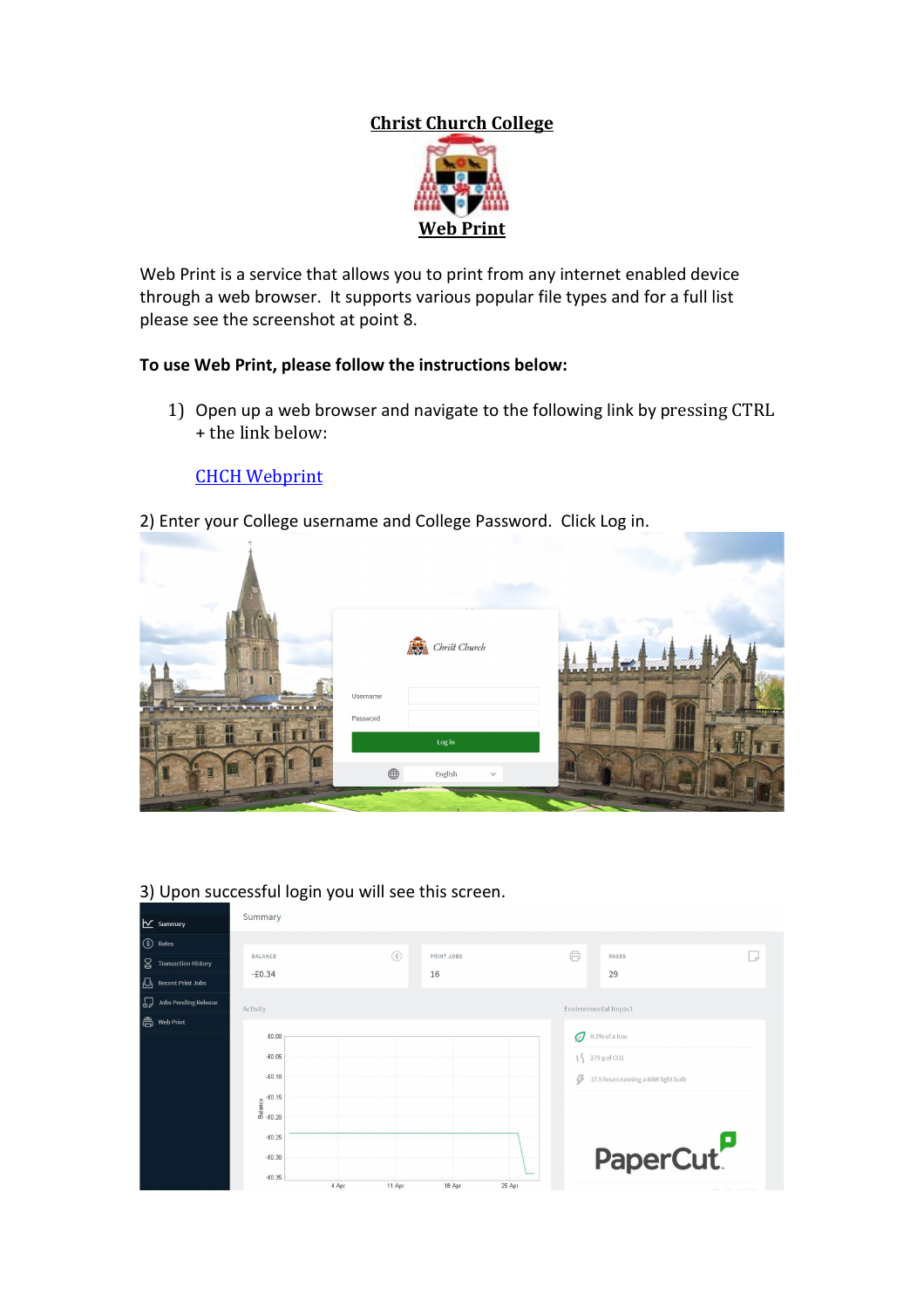# Christ Church College

# Web Print

Web Print is a service that allows you to print from any internet enabled device through a web browser. It supports various popular file types and for a full list please see the screenshot at point 8.

**To use Web Print, please follow the instructions below:**

1) Open up a web browser and navigate to the following link by pressing CTRL + the link below:

   CHCH Webprint

2) Enter your College username and College Password. Click Log in.

3) Upon successful login you will see this screen.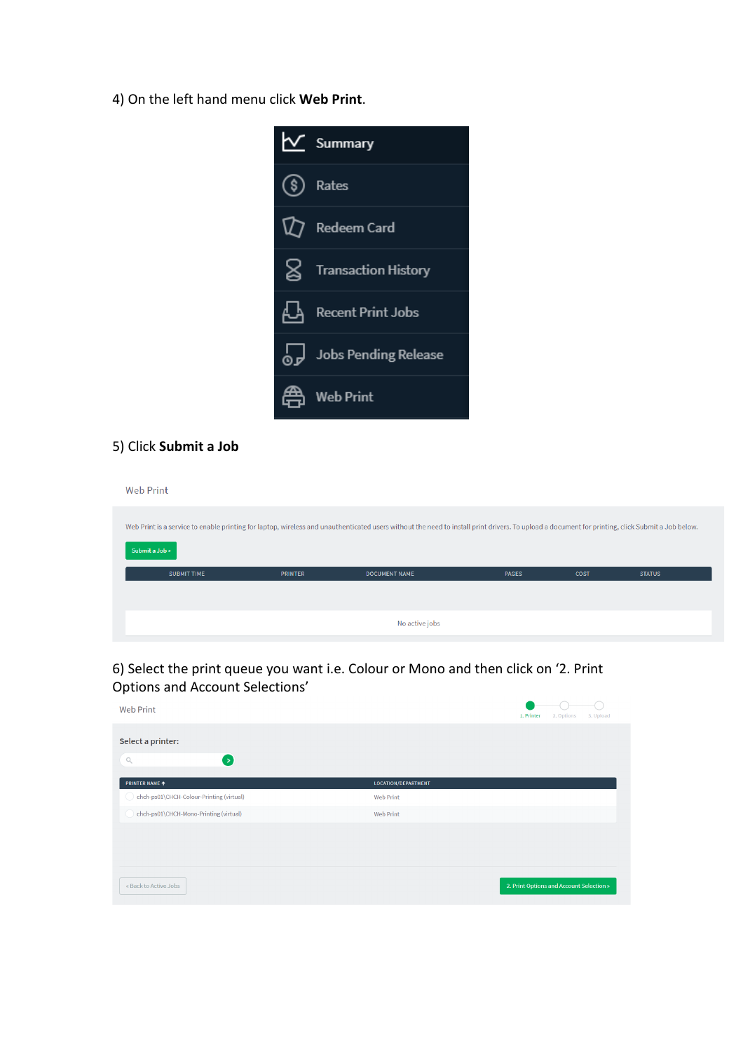4) On the left hand menu click **Web Print**.

Summary
Rates
Redeem Card
Transaction History
Recent Print Jobs
Jobs Pending Release
Web Print

5) Click **Submit a Job**

Web Print

Web Print is a service to enable printing for laptop, wireless and unauthenticated users without the need to install print drivers. To upload a document for printing, click Submit a Job below.

Submit a Job »

| SUBMIT TIME | PRINTER | DOCUMENT NAME | PAGES | COST | STATUS |
|---|---|---|---|---|---|
| No active jobs | | | | | |

6) Select the print queue you want i.e. Colour or Mono and then click on '2. Print Options and Account Selections'

Web Print

1. Printer 2. Options 3. Upload

Select a printer:

| PRINTER NAME | LOCATION/DEPARTMENT |
|---|---|
| chch-ps01\CHCH-Colour-Printing (virtual) | Web Print |
| chch-ps01\CHCH-Mono-Printing (virtual) | Web Print |

« Back to Active Jobs

2. Print Options and Account Selection »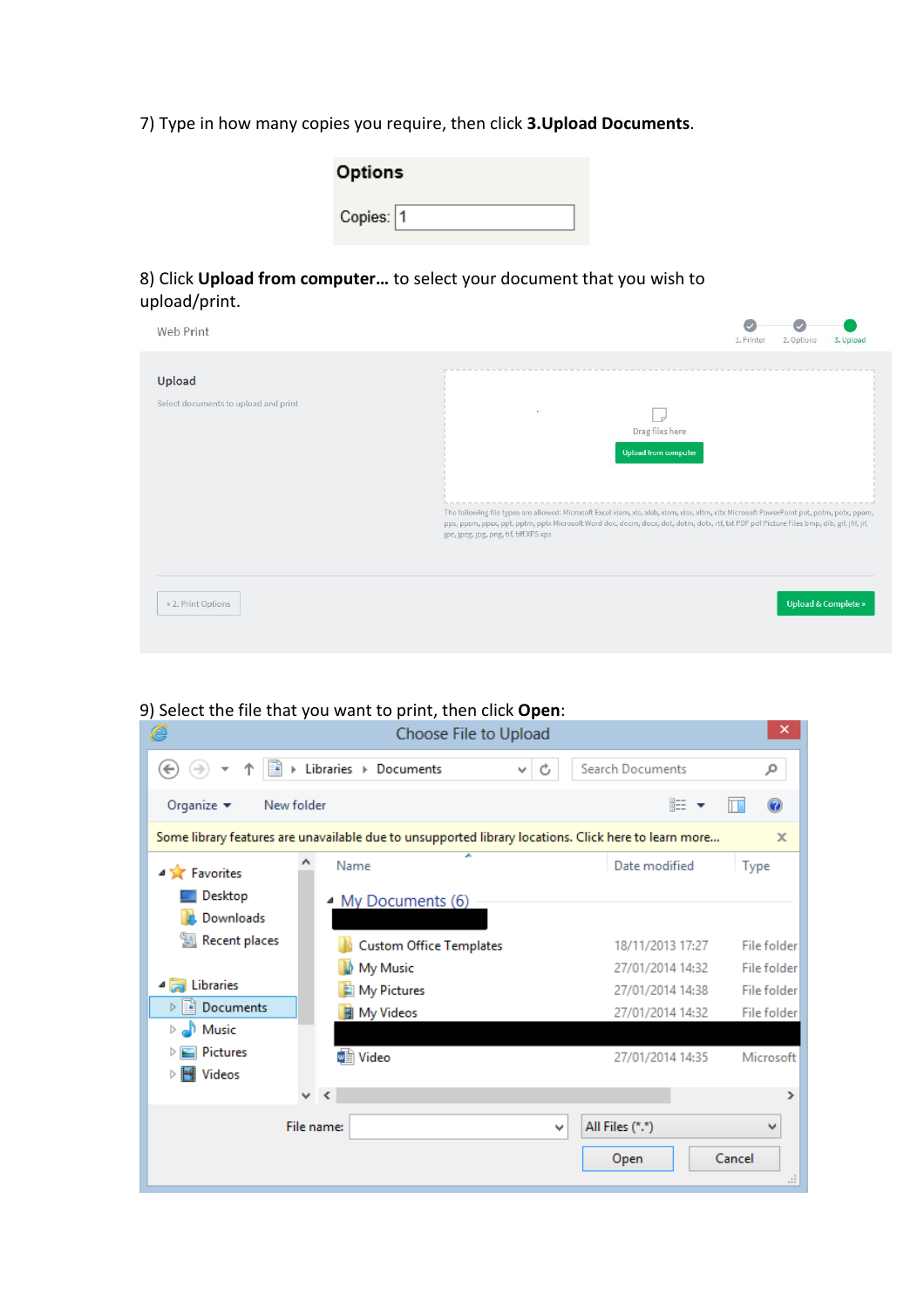7) Type in how many copies you require, then click **3.Upload Documents**.

**Options**

Copies: 1

8) Click **Upload from computer…** to select your document that you wish to upload/print.

Web Print

1. Printer 2. Options 3. Upload

**Upload**

Select documents to upload and print

Drag files here

Upload from computer

The following file types are allowed: Microsoft Excel xlam, xls, xlsb, xlsm, xlsx, xltm, xltx Microsoft PowerPoint pot, potm, potx, ppam, pps, ppsm, ppsx, ppt, pptm, pptx Microsoft Word doc, docm, docx, dot, dotm, dotx, rtf, txt PDF pdf Picture Files bmp, dib, gif, jfif, jif, jpe, jpeg, jpg, png, tif, tiff XPS xps

« 2. Print Options

Upload & Complete »

9) Select the file that you want to print, then click **Open**:

Choose File to Upload

Libraries › Documents

Search Documents

Organize ▾ New folder

Some library features are unavailable due to unsupported library locations. Click here to learn more...

Favorites
- Desktop
- Downloads
- Recent places

Libraries
- Documents
- Music
- Pictures
- Videos

My Documents (6)

| Name | Date modified | Type |
|---|---|---|
| Custom Office Templates | 18/11/2013 17:27 | File folder |
| My Music | 27/01/2014 14:32 | File folder |
| My Pictures | 27/01/2014 14:38 | File folder |
| My Videos | 27/01/2014 14:32 | File folder |
| Video | 27/01/2014 14:35 | Microsoft |

File name:

All Files (*.*)

Open Cancel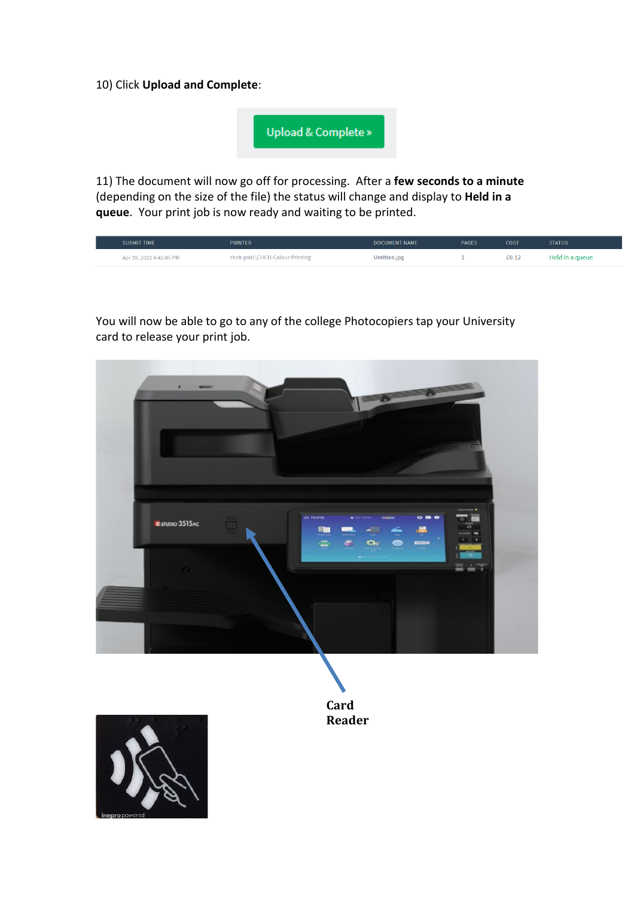10) Click **Upload and Complete**:

Upload & Complete »

11) The document will now go off for processing. After a **few seconds to a minute** (depending on the size of the file) the status will change and display to **Held in a queue**. Your print job is now ready and waiting to be printed.

| SUBMIT TIME | PRINTER | DOCUMENT NAME | PAGES | COST | STATUS |
|---|---|---|---|---|---|
| Apr 28, 2022 4:42:05 PM | chch-ps01\CHCH-Colour-Printing | Untitled.jpg | 1 | £0.12 | Held in a queue |

You will now be able to go to any of the college Photocopiers tap your University card to release your print job.

**Card Reader**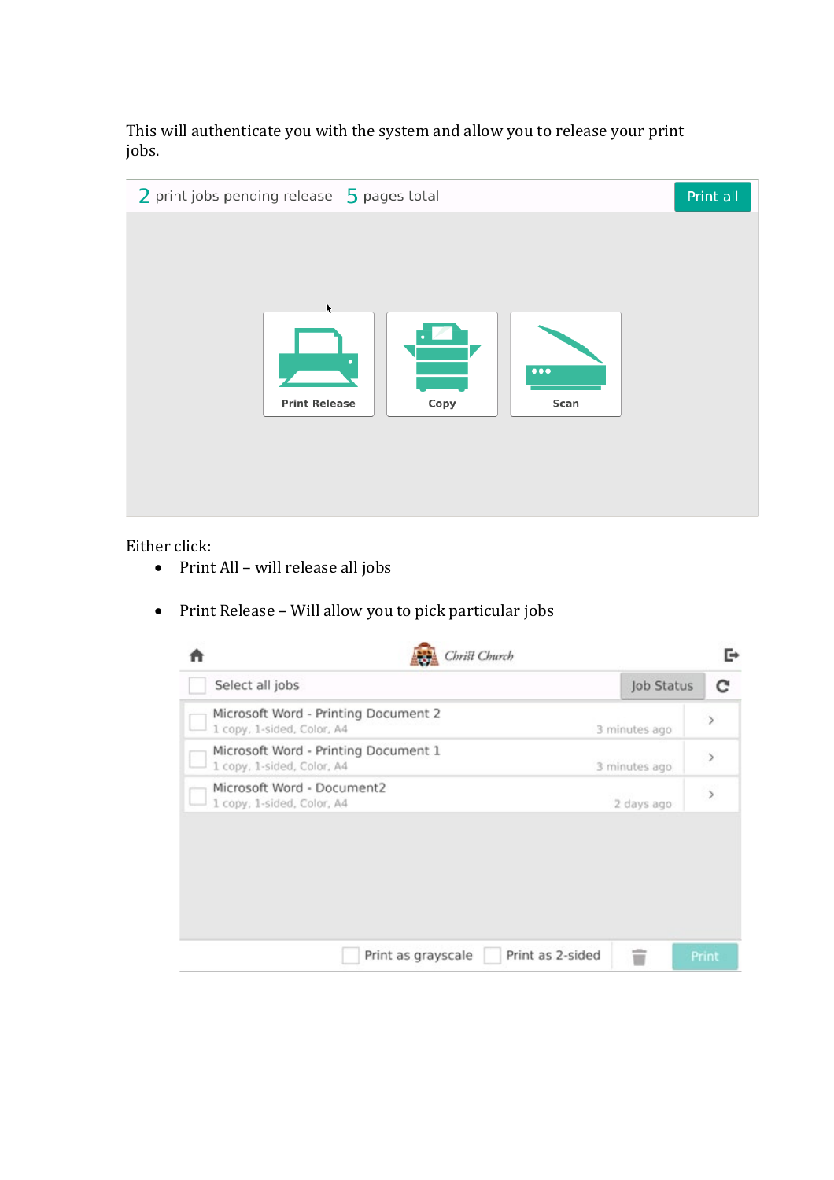This will authenticate you with the system and allow you to release your print jobs.

2 print jobs pending release 5 pages total Print all

Print Release Copy Scan

Either click:

- Print All – will release all jobs
- Print Release – Will allow you to pick particular jobs

Christ Church

Select all jobs Job Status

Microsoft Word - Printing Document 2
1 copy, 1-sided, Color, A4 3 minutes ago

Microsoft Word - Printing Document 1
1 copy, 1-sided, Color, A4 3 minutes ago

Microsoft Word - Document2
1 copy, 1-sided, Color, A4 2 days ago

Print as grayscale Print as 2-sided Print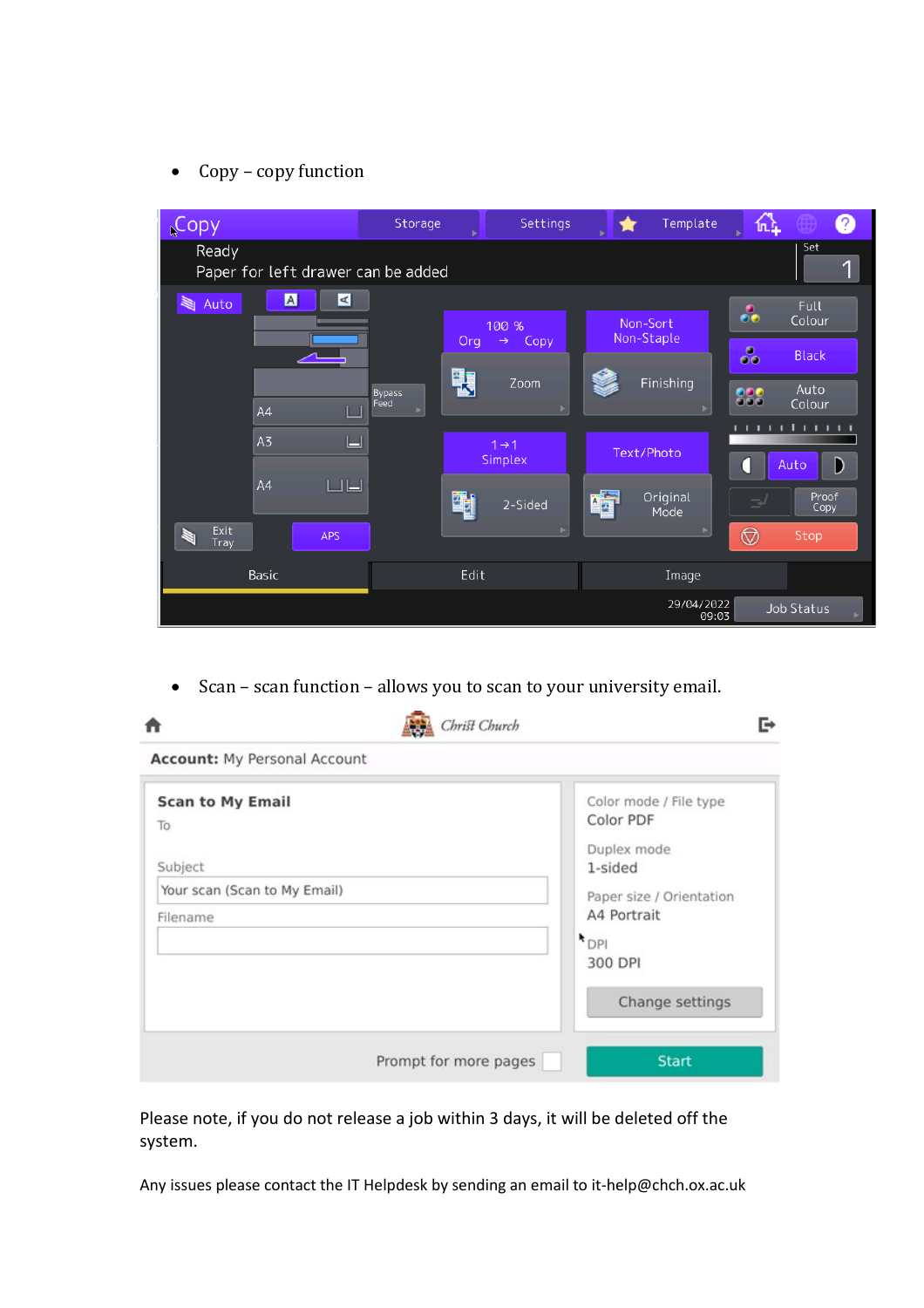- Copy – copy function

- Scan – scan function – allows you to scan to your university email.

Please note, if you do not release a job within 3 days, it will be deleted off the system.

Any issues please contact the IT Helpdesk by sending an email to it-help@chch.ox.ac.uk